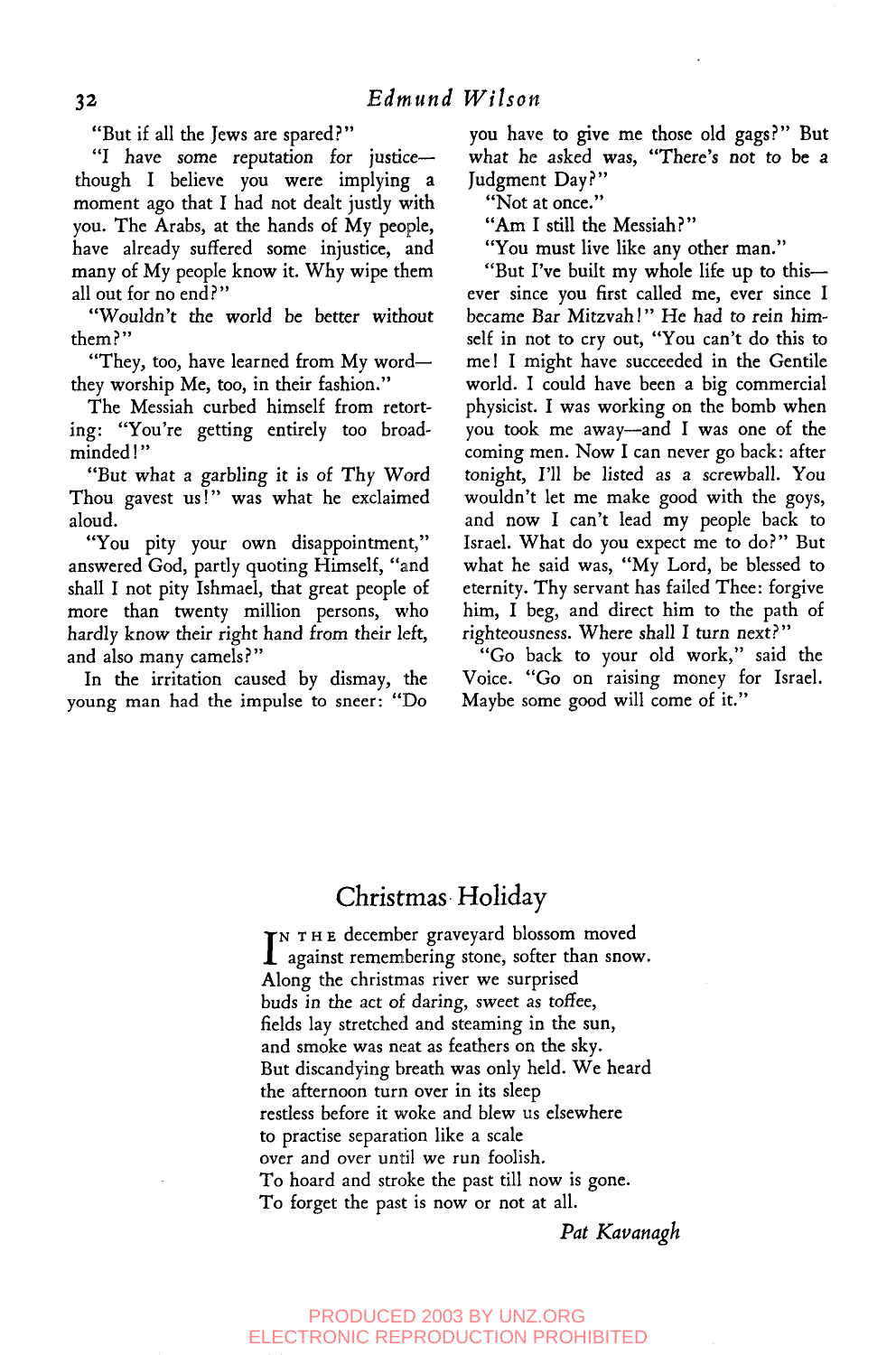"But if all the Jews are spared?"

"I have some reputation for justice—though I believe you were implying a moment ago that I had not dealt justly with you. The Arabs, at the hands of My people, have already suffered some injustice, and many of My people know it. Why wipe them all out for no end?"

"Wouldn't the world be better without them?"

"They, too, have learned from My word—they worship Me, too, in their fashion."

The Messiah curbed himself from retorting: "You're getting entirely too broad-minded!"

"But what a garbling it is of Thy Word Thou gavest us!" was what he exclaimed aloud.

"You pity your own disappointment," answered God, partly quoting Himself, "and shall I not pity Ishmael, that great people of more than twenty million persons, who hardly know their right hand from their left, and also many camels?"

In the irritation caused by dismay, the young man had the impulse to sneer: "Do you have to give me those old gags?" But what he asked was, "There's not to be a Judgment Day?"

"Not at once."

"Am I still the Messiah?"

"You must live like any other man."

"But I've built my whole life up to this—ever since you first called me, ever since I became Bar Mitzvah!" He had to rein himself in not to cry out, "You can't do this to me! I might have succeeded in the Gentile world. I could have been a big commercial physicist. I was working on the bomb when you took me away—and I was one of the coming men. Now I can never go back: after tonight, I'll be listed as a screwball. You wouldn't let me make good with the goys, and now I can't lead my people back to Israel. What do you expect me to do?" But what he said was, "My Lord, be blessed to eternity. Thy servant has failed Thee: forgive him, I beg, and direct him to the path of righteousness. Where shall I turn next?"

"Go back to your old work," said the Voice. "Go on raising money for Israel. Maybe some good will come of it."

## Christmas Holiday

In the december graveyard blossom moved
against remembering stone, softer than snow.
Along the christmas river we surprised
buds in the act of daring, sweet as toffee,
fields lay stretched and steaming in the sun,
and smoke was neat as feathers on the sky.
But discandying breath was only held. We heard
the afternoon turn over in its sleep
restless before it woke and blew us elsewhere
to practise separation like a scale
over and over until we run foolish.
To hoard and stroke the past till now is gone.
To forget the past is now or not at all.

*Pat Kavanagh*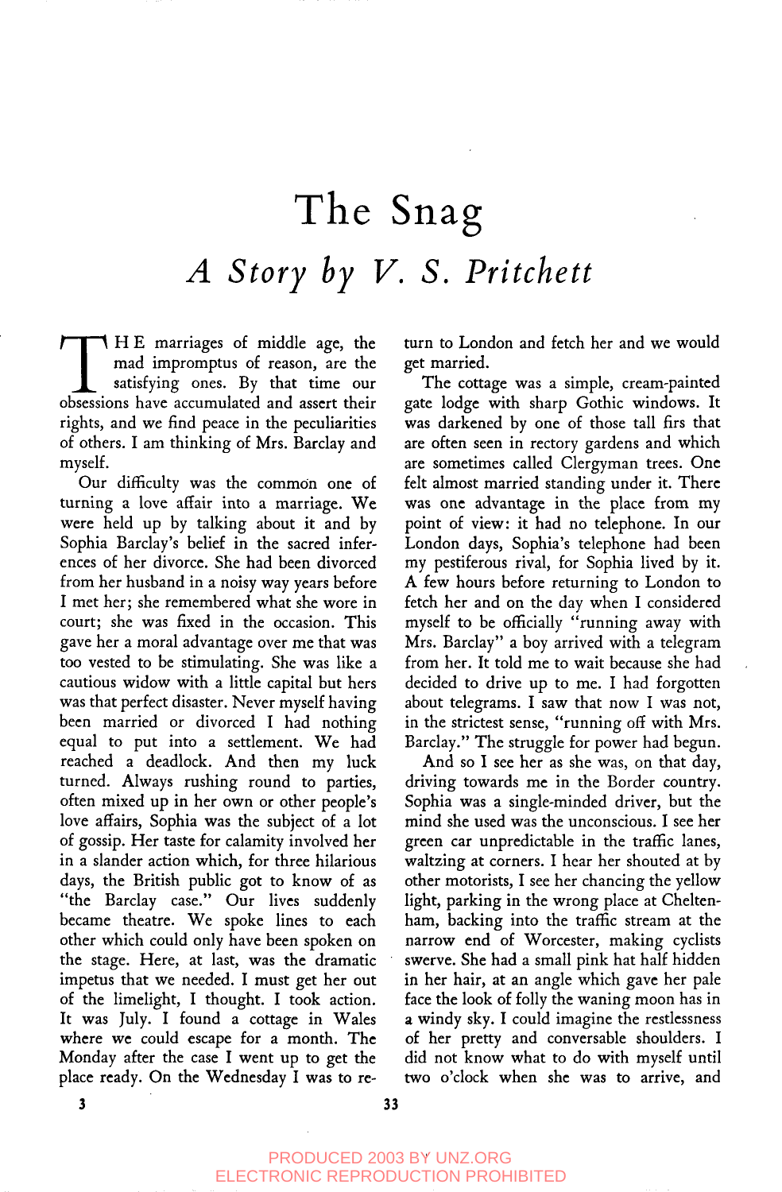# The Snag

## *A Story by V. S. Pritchett*

THE marriages of middle age, the mad impromptus of reason, are the satisfying ones. By that time our obsessions have accumulated and assert their rights, and we find peace in the peculiarities of others. I am thinking of Mrs. Barclay and myself.

Our difficulty was the common one of turning a love affair into a marriage. We were held up by talking about it and by Sophia Barclay's belief in the sacred inferences of her divorce. She had been divorced from her husband in a noisy way years before I met her; she remembered what she wore in court; she was fixed in the occasion. This gave her a moral advantage over me that was too vested to be stimulating. She was like a cautious widow with a little capital but hers was that perfect disaster. Never myself having been married or divorced I had nothing equal to put into a settlement. We had reached a deadlock. And then my luck turned. Always rushing round to parties, often mixed up in her own or other people's love affairs, Sophia was the subject of a lot of gossip. Her taste for calamity involved her in a slander action which, for three hilarious days, the British public got to know of as "the Barclay case." Our lives suddenly became theatre. We spoke lines to each other which could only have been spoken on the stage. Here, at last, was the dramatic impetus that we needed. I must get her out of the limelight, I thought. I took action. It was July. I found a cottage in Wales where we could escape for a month. The Monday after the case I went up to get the place ready. On the Wednesday I was to return to London and fetch her and we would get married.

The cottage was a simple, cream-painted gate lodge with sharp Gothic windows. It was darkened by one of those tall firs that are often seen in rectory gardens and which are sometimes called Clergyman trees. One felt almost married standing under it. There was one advantage in the place from my point of view: it had no telephone. In our London days, Sophia's telephone had been my pestiferous rival, for Sophia lived by it. A few hours before returning to London to fetch her and on the day when I considered myself to be officially "running away with Mrs. Barclay" a boy arrived with a telegram from her. It told me to wait because she had decided to drive up to me. I had forgotten about telegrams. I saw that now I was not, in the strictest sense, "running off with Mrs. Barclay." The struggle for power had begun.

And so I see her as she was, on that day, driving towards me in the Border country. Sophia was a single-minded driver, but the mind she used was the unconscious. I see her green car unpredictable in the traffic lanes, waltzing at corners. I hear her shouted at by other motorists, I see her chancing the yellow light, parking in the wrong place at Cheltenham, backing into the traffic stream at the narrow end of Worcester, making cyclists swerve. She had a small pink hat half hidden in her hair, at an angle which gave her pale face the look of folly the waning moon has in a windy sky. I could imagine the restlessness of her pretty and conversable shoulders. I did not know what to do with myself until two o'clock when she was to arrive, and